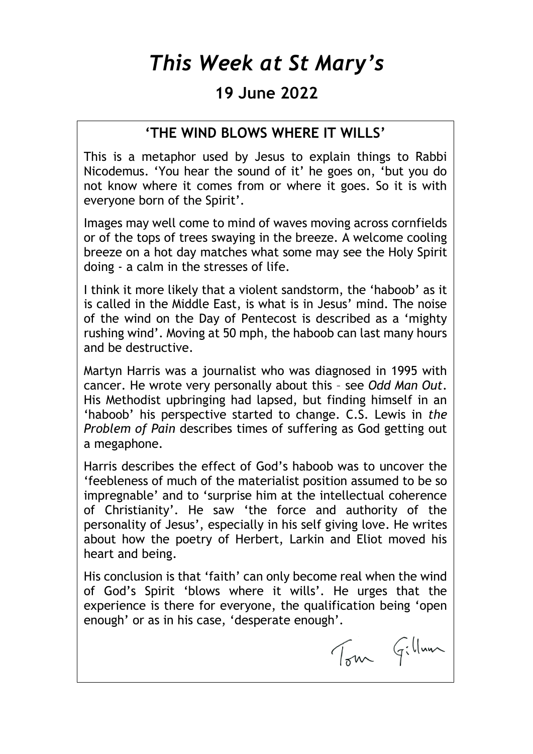# *This Week at St Mary's*

## 19 June 2022

### 'THE WIND BLOWS WHERE IT WILLS'

This is a metaphor used by Jesus to explain things to Rabbi Nicodemus. 'You hear the sound of it' he goes on, 'but you do not know where it comes from or where it goes. So it is with everyone born of the Spirit'.

Images may well come to mind of waves moving across cornfields or of the tops of trees swaying in the breeze. A welcome cooling breeze on a hot day matches what some may see the Holy Spirit doing - a calm in the stresses of life.

I think it more likely that a violent sandstorm, the 'haboob' as it is called in the Middle East, is what is in Jesus' mind. The noise of the wind on the Day of Pentecost is described as a 'mighty rushing wind'. Moving at 50 mph, the haboob can last many hours and be destructive.

Martyn Harris was a journalist who was diagnosed in 1995 with cancer. He wrote very personally about this – see *Odd Man Out*. His Methodist upbringing had lapsed, but finding himself in an 'haboob' his perspective started to change. C.S. Lewis in *the Problem of Pain* describes times of suffering as God getting out a megaphone.

Harris describes the effect of God's haboob was to uncover the 'feebleness of much of the materialist position assumed to be so impregnable' and to 'surprise him at the intellectual coherence of Christianity'. He saw 'the force and authority of the personality of Jesus', especially in his self giving love. He writes about how the poetry of Herbert, Larkin and Eliot moved his heart and being.

His conclusion is that 'faith' can only become real when the wind of God's Spirit 'blows where it wills'. He urges that the experience is there for everyone, the qualification being 'open enough' or as in his case, 'desperate enough'.

Tom Gillum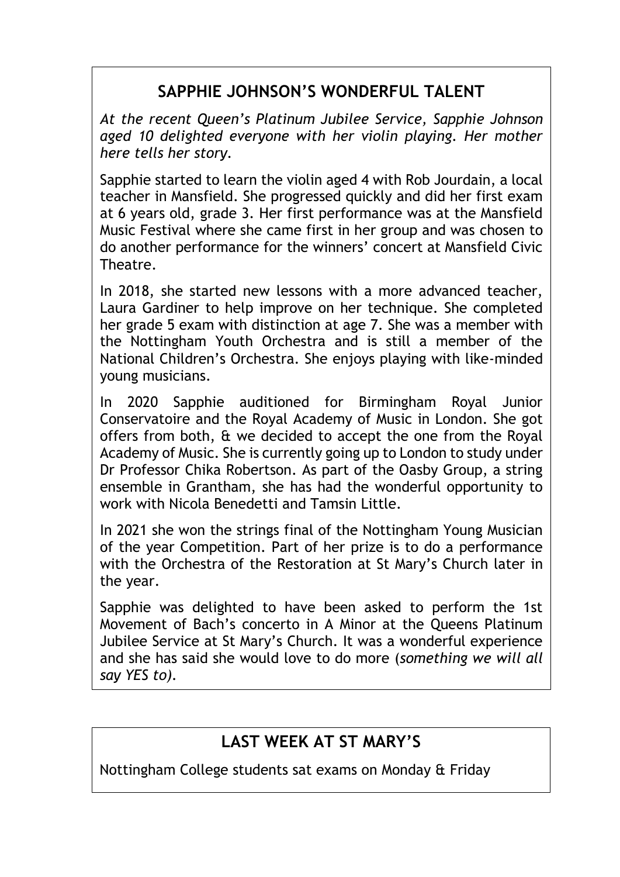## SAPPHIE JOHNSON'S WONDERFUL TALENT

*At the recent Queen's Platinum Jubilee Service, Sapphie Johnson aged 10 delighted everyone with her violin playing. Her mother here tells her story.*

Sapphie started to learn the violin aged 4 with Rob Jourdain, a local teacher in Mansfield. She progressed quickly and did her first exam at 6 years old, grade 3. Her first performance was at the Mansfield Music Festival where she came first in her group and was chosen to do another performance for the winners' concert at Mansfield Civic Theatre.

In 2018, she started new lessons with a more advanced teacher, Laura Gardiner to help improve on her technique. She completed her grade 5 exam with distinction at age 7. She was a member with the Nottingham Youth Orchestra and is still a member of the National Children's Orchestra. She enjoys playing with like-minded young musicians.

In 2020 Sapphie auditioned for Birmingham Royal Junior Conservatoire and the Royal Academy of Music in London. She got offers from both, & we decided to accept the one from the Royal Academy of Music. She is currently going up to London to study under Dr Professor Chika Robertson. As part of the Oasby Group, a string ensemble in Grantham, she has had the wonderful opportunity to work with Nicola Benedetti and Tamsin Little.

In 2021 she won the strings final of the Nottingham Young Musician of the year Competition. Part of her prize is to do a performance with the Orchestra of the Restoration at St Mary's Church later in the year.

Sapphie was delighted to have been asked to perform the 1st Movement of Bach's concerto in A Minor at the Queens Platinum Jubilee Service at St Mary's Church. It was a wonderful experience and she has said she would love to do more (*something we will all say YES to).*

## LAST WEEK AT ST MARY'S

Nottingham College students sat exams on Monday & Friday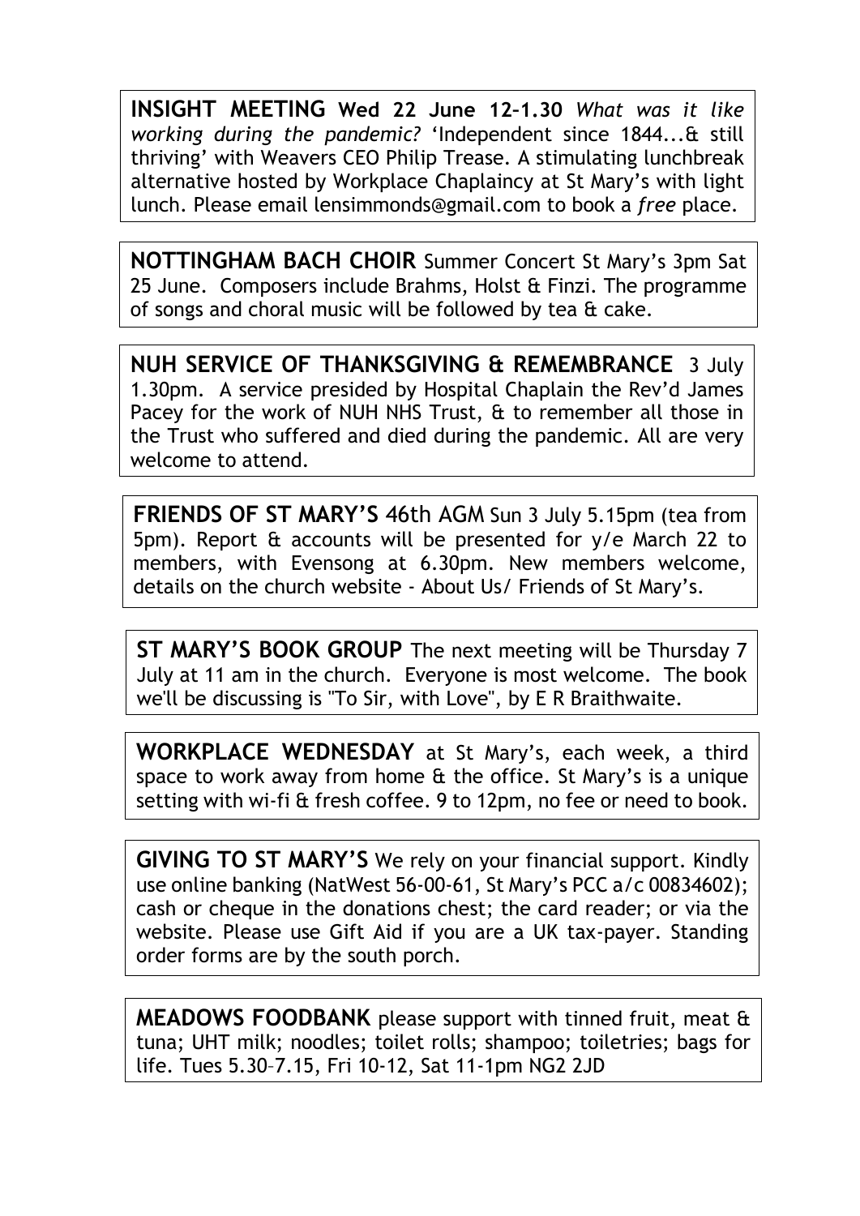**INSIGHT MEETING Wed 22 June 12–1.30** *What was it like working during the pandemic?* 'Independent since 1844...& still thriving' with Weavers CEO Philip Trease. A stimulating lunchbreak alternative hosted by Workplace Chaplaincy at St Mary's with light lunch. Please email lensimmonds@gmail.com to book a *free* place.

**NOTTINGHAM BACH CHOIR** Summer Concert St Mary's 3pm Sat 25 June. Composers include Brahms, Holst & Finzi. The programme of songs and choral music will be followed by tea & cake.

**NUH SERVICE OF THANKSGIVING & REMEMBRANCE** 3 July 1.30pm. A service presided by Hospital Chaplain the Rev'd James Pacey for the work of NUH NHS Trust, & to remember all those in the Trust who suffered and died during the pandemic. All are very welcome to attend.

**FRIENDS OF ST MARY'S** 46th AGM Sun 3 July 5.15pm (tea from 5pm). Report & accounts will be presented for y/e March 22 to members, with Evensong at 6.30pm. New members welcome, details on the church website - About Us/ Friends of St Mary's.

**ST MARY'S BOOK GROUP** The next meeting will be Thursday 7 July at 11 am in the church. Everyone is most welcome. The book we'll be discussing is "To Sir, with Love", by E R Braithwaite.

**WORKPLACE WEDNESDAY** at St Mary's, each week, a third space to work away from home & the office. St Mary's is a unique setting with wi-fi & fresh coffee. 9 to 12pm, no fee or need to book.

**GIVING TO ST MARY'S** We rely on your financial support. Kindly use online banking (NatWest 56-00-61, St Mary's PCC a/c 00834602); cash or cheque in the donations chest; the card reader; or via the website. Please use Gift Aid if you are a UK tax-payer. Standing order forms are by the south porch.

**MEADOWS FOODBANK** please support with tinned fruit, meat & tuna; UHT milk; noodles; toilet rolls; shampoo; toiletries; bags for life. Tues 5.30–7.15, Fri 10-12, Sat 11-1pm NG2 2JD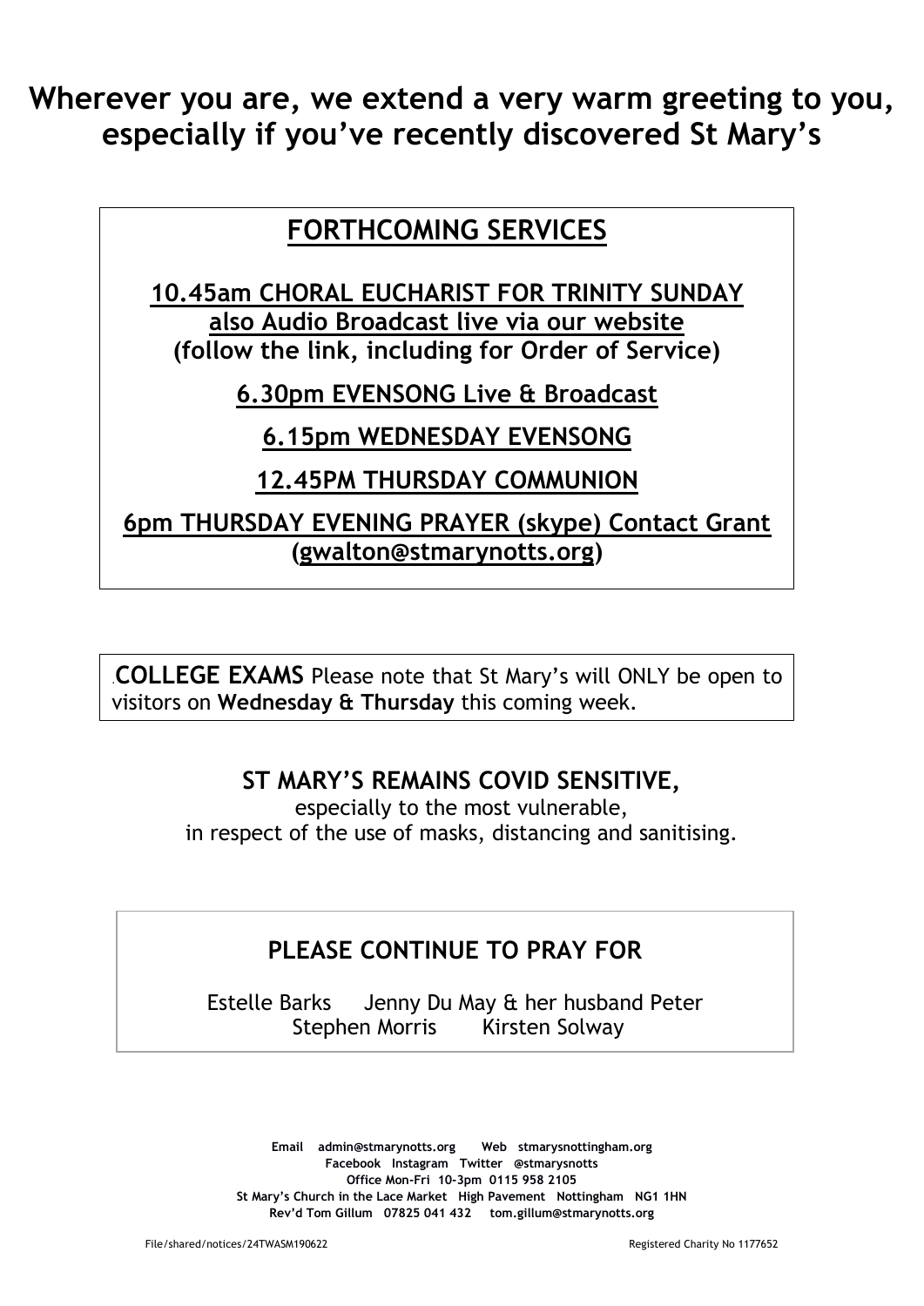# Wherever you are, we extend a very warm greeting to you, especially if you've recently discovered St Mary's

## FORTHCOMING SERVICES

**10.45am CHORAL EUCHARIST FOR TRINITY SUNDAY**
**also Audio Broadcast live via our website**
**(follow the link, including for Order of Service)**

**6.30pm EVENSONG Live & Broadcast**

**6.15pm WEDNESDAY EVENSONG**

**12.45PM THURSDAY COMMUNION**

**6pm THURSDAY EVENING PRAYER (skype) Contact Grant (gwalton@stmarynotts.org)**

**COLLEGE EXAMS** Please note that St Mary's will ONLY be open to visitors on **Wednesday & Thursday** this coming week.

**ST MARY'S REMAINS COVID SENSITIVE,**
especially to the most vulnerable,
in respect of the use of masks, distancing and sanitising.

## PLEASE CONTINUE TO PRAY FOR

Estelle Barks Jenny Du May & her husband Peter
Stephen Morris Kirsten Solway

**Email admin@stmarynotts.org Web stmarysnottingham.org**
**Facebook Instagram Twitter @stmarysnotts**
**Office Mon-Fri 10-3pm 0115 958 2105**
**St Mary's Church in the Lace Market High Pavement Nottingham NG1 1HN**
**Rev'd Tom Gillum 07825 041 432 tom.gillum@stmarynotts.org**

File/shared/notices/24TWASM190622 Registered Charity No 1177652